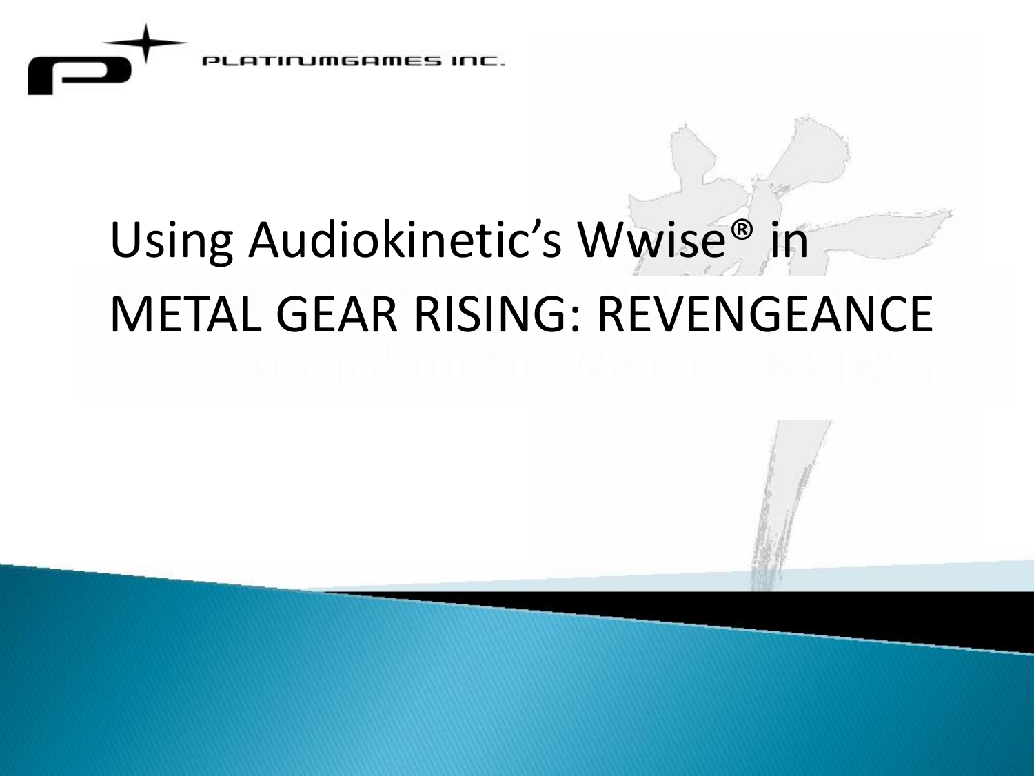PLATINUMGAMES INC.

# Using Audiokinetic's Wwise® in METAL GEAR RISING: REVENGEANCE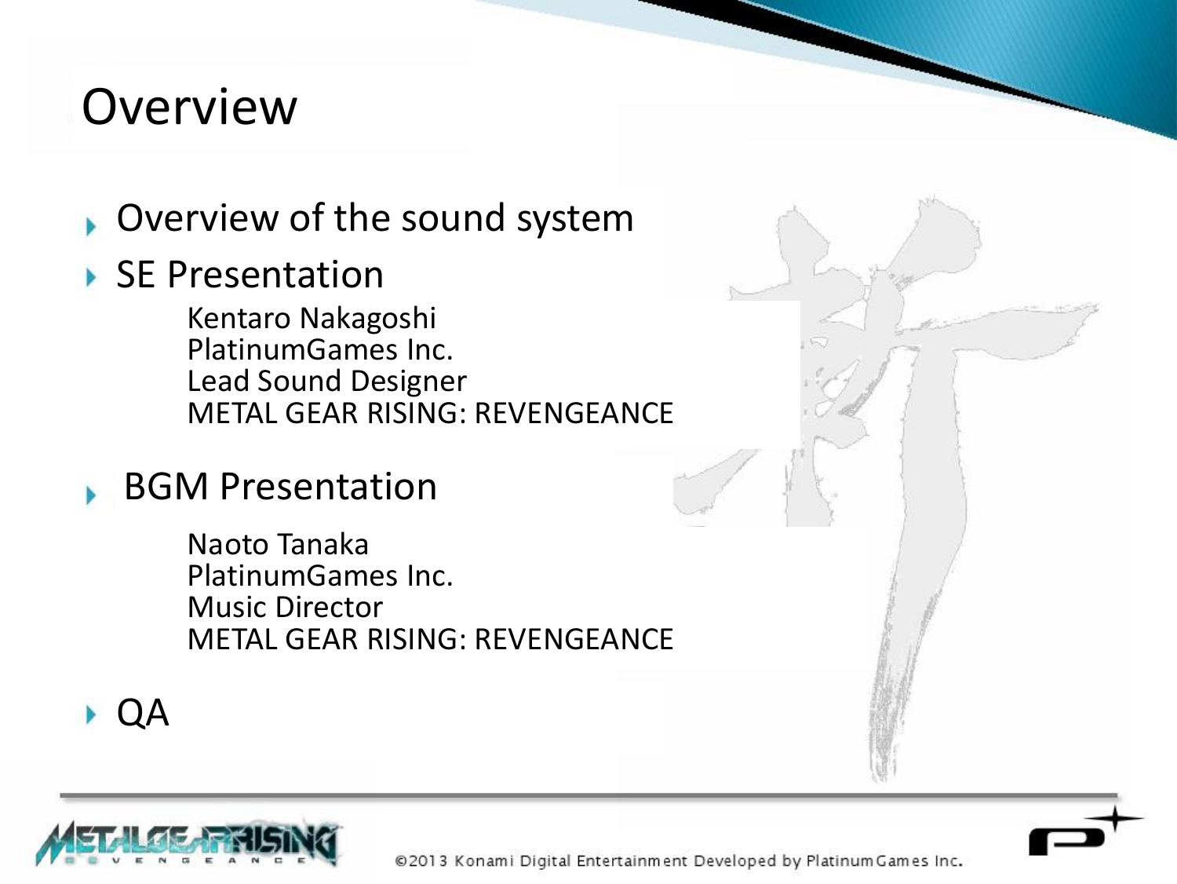# Overview

- Overview of the sound system
- SE Presentation

  Kentaro Nakagoshi
  PlatinumGames Inc.
  Lead Sound Designer
  METAL GEAR RISING: REVENGEANCE

- BGM Presentation

  Naoto Tanaka
  PlatinumGames Inc.
  Music Director
  METAL GEAR RISING: REVENGEANCE

- QA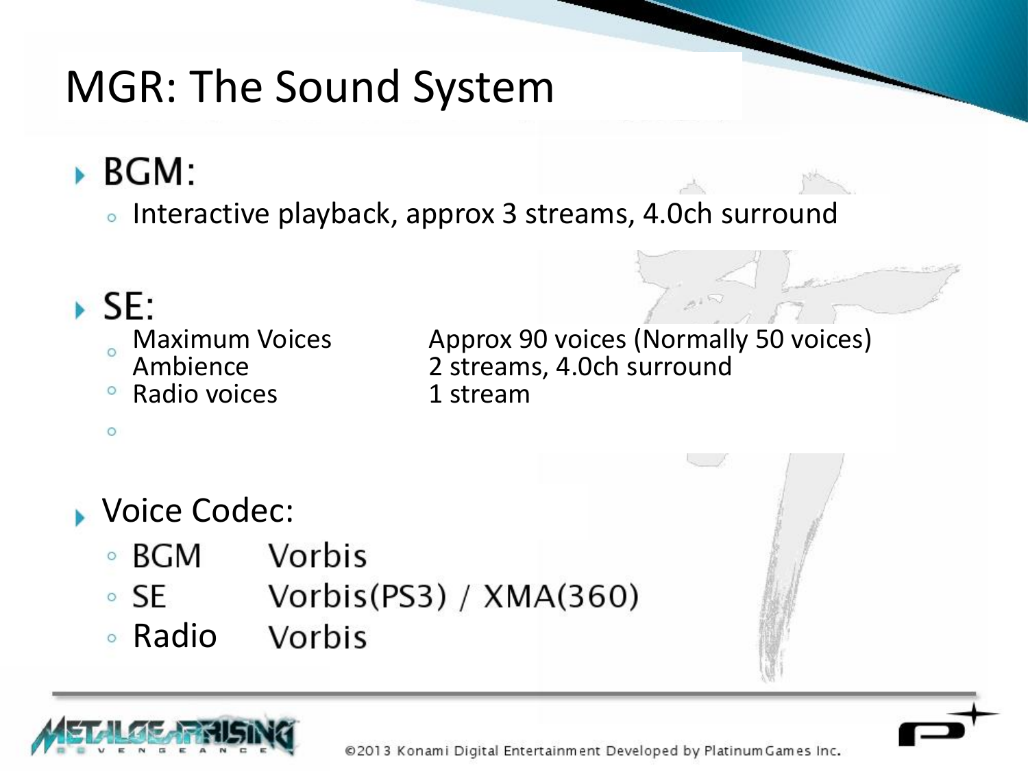# MGR: The Sound System

- **BGM:**
  - Interactive playback, approx 3 streams, 4.0ch surround

- **SE:**

| | |
|---|---|
| Maximum Voices | Approx 90 voices (Normally 50 voices) |
| Ambience | 2 streams, 4.0ch surround |
| Radio voices | 1 stream |

- **Voice Codec:**

| | |
|---|---|
| BGM | Vorbis |
| SE | Vorbis(PS3) / XMA(360) |
| Radio | Vorbis |

©2013 Konami Digital Entertainment Developed by PlatinumGames Inc.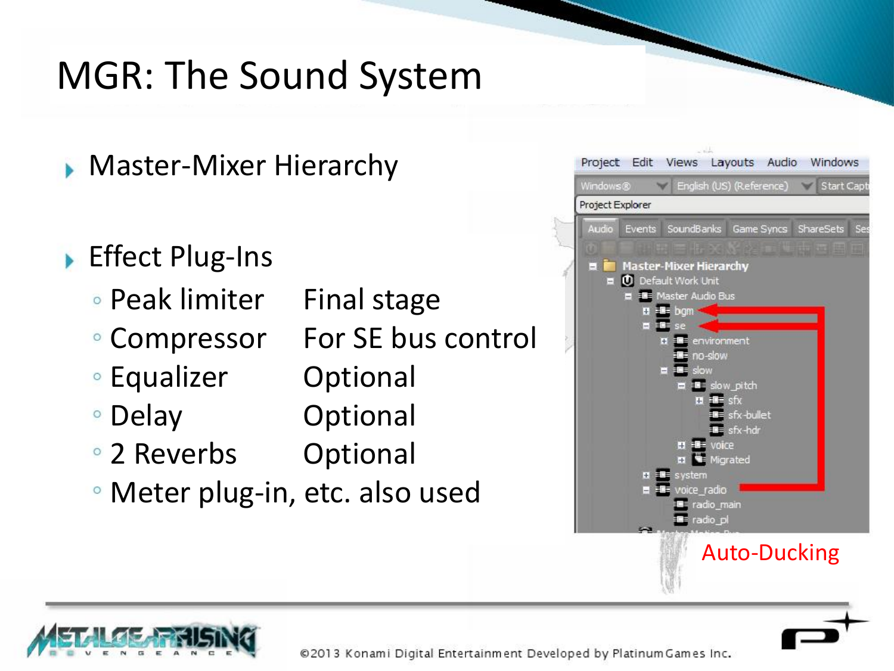# MGR: The Sound System

- Master-Mixer Hierarchy
- Effect Plug-Ins
  - Peak limiter — Final stage
  - Compressor — For SE bus control
  - Equalizer — Optional
  - Delay — Optional
  - 2 Reverbs — Optional
  - Meter plug-in, etc. also used

Auto-Ducking

©2013 Konami Digital Entertainment Developed by PlatinumGames Inc.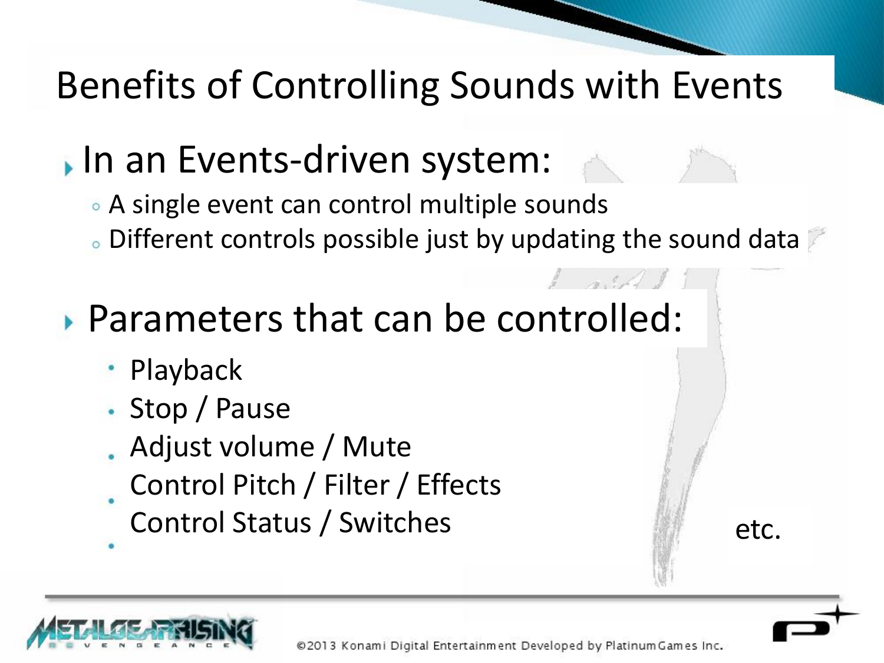# Benefits of Controlling Sounds with Events

- In an Events-driven system:
  - A single event can control multiple sounds
  - Different controls possible just by updating the sound data

- Parameters that can be controlled:
  - Playback
  - Stop / Pause
  - Adjust volume / Mute
  - Control Pitch / Filter / Effects
  - Control Status / Switches

etc.

©2013 Konami Digital Entertainment Developed by PlatinumGames Inc.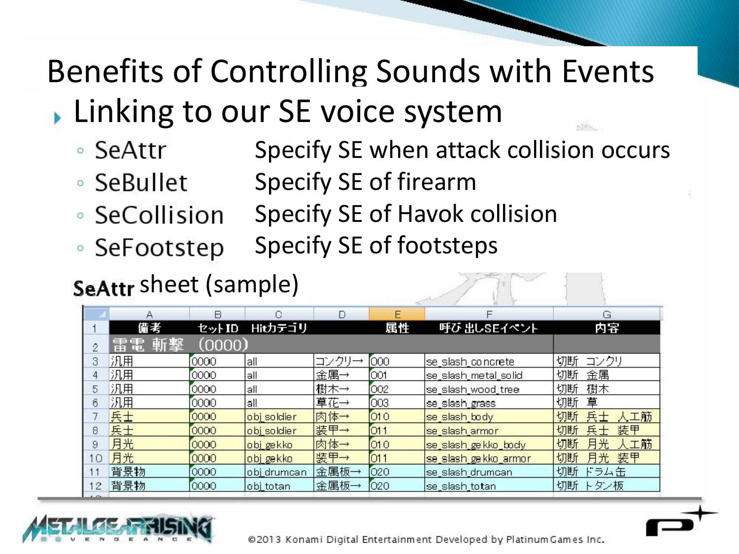# Benefits of Controlling Sounds with Events

## Linking to our SE voice system

- SeAttr — Specify SE when attack collision occurs
- SeBullet — Specify SE of firearm
- SeCollision — Specify SE of Havok collision
- SeFootstep — Specify SE of footsteps

**SeAttr** sheet (sample)

| | A | B | C | D | E | F | G |
|---|---|---|---|---|---|---|---|
| 1 | 備考 | セットID | Hitカテゴリ | | 属性 | 呼び出しSEイベント | 内容 |
| 2 | 雷電 斬撃 (0000) | | | | | | |
| 3 | 汎用 | 0000 | all | コンクリ→ | 000 | se_slash_concrete | 切断 コンクリ |
| 4 | 汎用 | 0000 | all | 金属→ | 001 | se_slash_metal_solid | 切断 金属 |
| 5 | 汎用 | 0000 | all | 樹木→ | 002 | se_slash_wood_tree | 切断 樹木 |
| 6 | 汎用 | 0000 | all | 草花→ | 003 | se_slash_grass | 切断 草 |
| 7 | 兵士 | 0000 | obj_soldier | 肉体→ | 010 | se_slash_body | 切断 兵士 人工筋 |
| 8 | 兵士 | 0000 | obj_soldier | 装甲→ | 011 | se_slash_armor | 切断 兵士 装甲 |
| 9 | 月光 | 0000 | obj_gekko | 肉体→ | 010 | se_slash_gekko_body | 切断 月光 人工筋 |
| 10 | 月光 | 0000 | obj_gekko | 装甲→ | 011 | se_slash_gekko_armor | 切断 月光 装甲 |
| 11 | 背景物 | 0000 | obj_drumcan | 金属板→ | 020 | se_slash_drumcan | 切断 ドラム缶 |
| 12 | 背景物 | 0000 | obj_totan | 金属板→ | 020 | se_slash_totan | 切断 トタン板 |

©2013 Konami Digital Entertainment Developed by PlatinumGames Inc.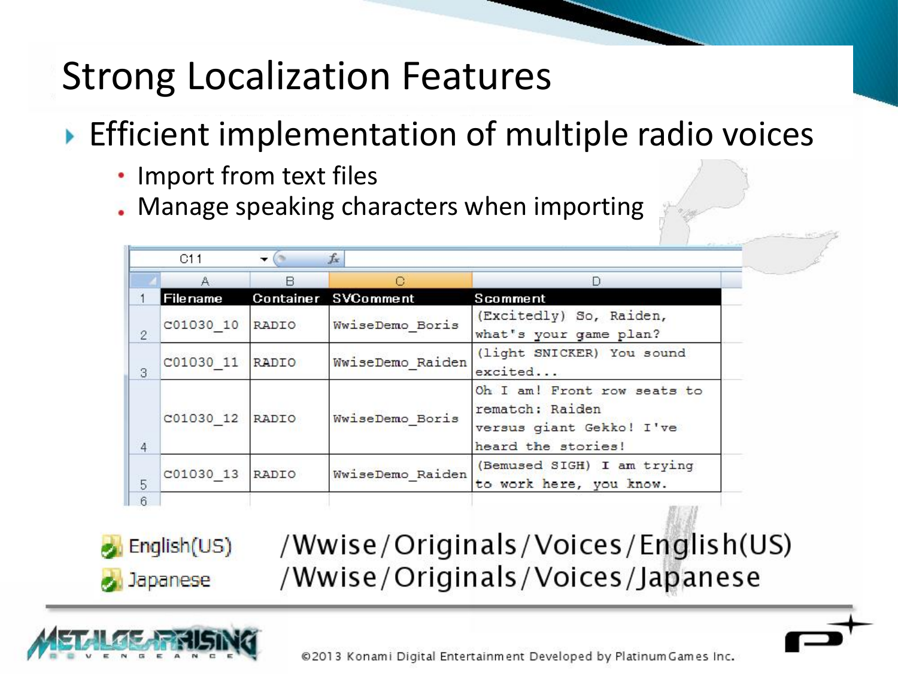# Strong Localization Features

- Efficient implementation of multiple radio voices
  - Import from text files
  - Manage speaking characters when importing

| Filename | Container | SVComment | Scomment |
|---|---|---|---|
| C01030_10 | RADIO | WwiseDemo_Boris | (Excitedly) So, Raiden, what's your game plan? |
| C01030_11 | RADIO | WwiseDemo_Raiden | (light SNICKER) You sound excited... |
| C01030_12 | RADIO | WwiseDemo_Boris | Oh I am! Front row seats to rematch: Raiden versus giant Gekko! I've heard the stories! |
| C01030_13 | RADIO | WwiseDemo_Raiden | (Bemused SIGH) I am trying to work here, you know. |

English(US) /Wwise/Originals/Voices/English(US)

Japanese /Wwise/Originals/Voices/Japanese

©2013 Konami Digital Entertainment Developed by PlatinumGames Inc.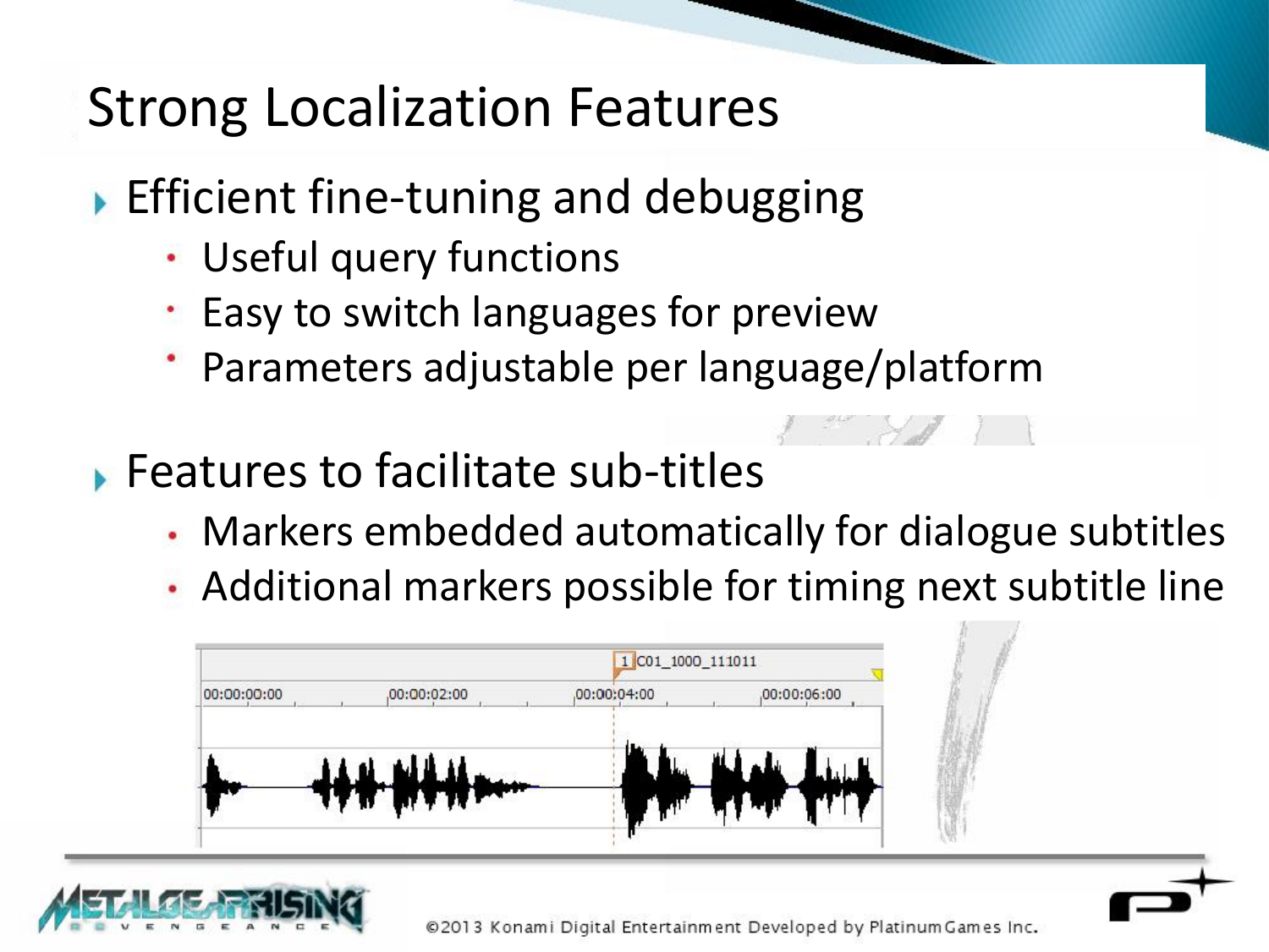# Strong Localization Features

- Efficient fine-tuning and debugging
  - Useful query functions
  - Easy to switch languages for preview
  - Parameters adjustable per language/platform
- Features to facilitate sub-titles
  - Markers embedded automatically for dialogue subtitles
  - Additional markers possible for timing next subtitle line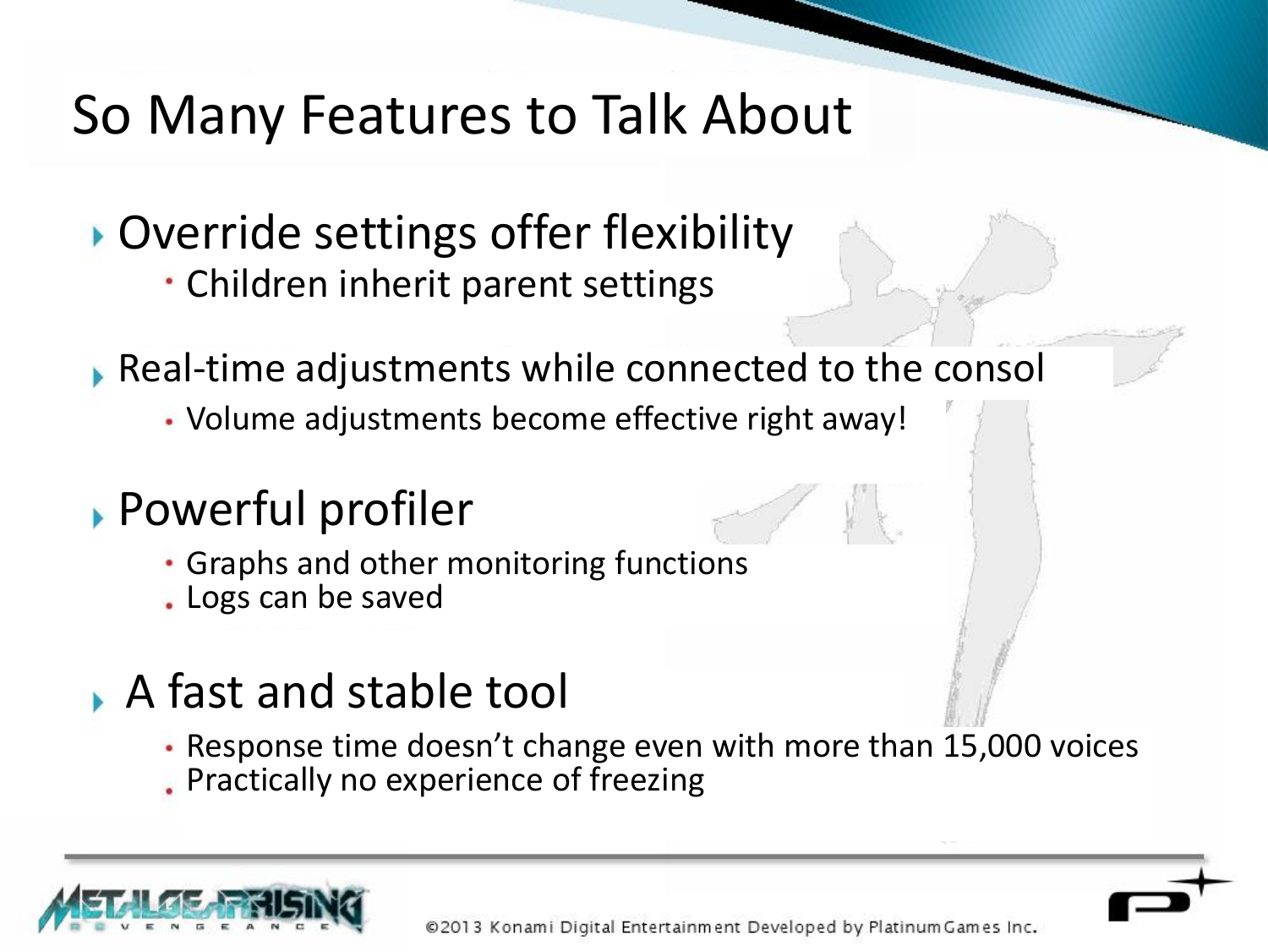# So Many Features to Talk About

- Override settings offer flexibility
  - Children inherit parent settings
- Real-time adjustments while connected to the consol
  - Volume adjustments become effective right away!
- Powerful profiler
  - Graphs and other monitoring functions
  - Logs can be saved
- A fast and stable tool
  - Response time doesn't change even with more than 15,000 voices
  - Practically no experience of freezing

©2013 Konami Digital Entertainment Developed by PlatinumGames Inc.